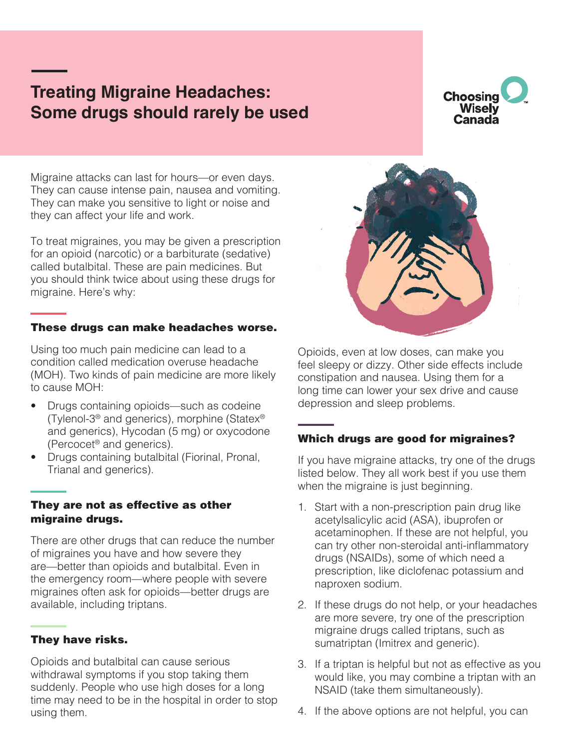# Treating Migraine Headaches: Some drugs should rarely be used

Choosing Wisely Canada

Migraine attacks can last for hours—or even days. They can cause intense pain, nausea and vomiting. They can make you sensitive to light or noise and they can affect your life and work.

To treat migraines, you may be given a prescription for an opioid (narcotic) or a barbiturate (sedative) called butalbital. These are pain medicines. But you should think twice about using these drugs for migraine. Here's why:

## These drugs can make headaches worse.

Using too much pain medicine can lead to a condition called medication overuse headache (MOH). Two kinds of pain medicine are more likely to cause MOH:

- Drugs containing opioids—such as codeine (Tylenol-3® and generics), morphine (Statex® and generics), Hycodan (5 mg) or oxycodone (Percocet® and generics).
- Drugs containing butalbital (Fiorinal, Pronal, Trianal and generics).

## They are not as effective as other migraine drugs.

There are other drugs that can reduce the number of migraines you have and how severe they are—better than opioids and butalbital. Even in the emergency room—where people with severe migraines often ask for opioids—better drugs are available, including triptans.

## They have risks.

Opioids and butalbital can cause serious withdrawal symptoms if you stop taking them suddenly. People who use high doses for a long time may need to be in the hospital in order to stop using them.

Opioids, even at low doses, can make you feel sleepy or dizzy. Other side effects include constipation and nausea. Using them for a long time can lower your sex drive and cause depression and sleep problems.

## Which drugs are good for migraines?

If you have migraine attacks, try one of the drugs listed below. They all work best if you use them when the migraine is just beginning.

1. Start with a non-prescription pain drug like acetylsalicylic acid (ASA), ibuprofen or acetaminophen. If these are not helpful, you can try other non-steroidal anti-inflammatory drugs (NSAIDs), some of which need a prescription, like diclofenac potassium and naproxen sodium.
2. If these drugs do not help, or your headaches are more severe, try one of the prescription migraine drugs called triptans, such as sumatriptan (Imitrex and generic).
3. If a triptan is helpful but not as effective as you would like, you may combine a triptan with an NSAID (take them simultaneously).
4. If the above options are not helpful, you can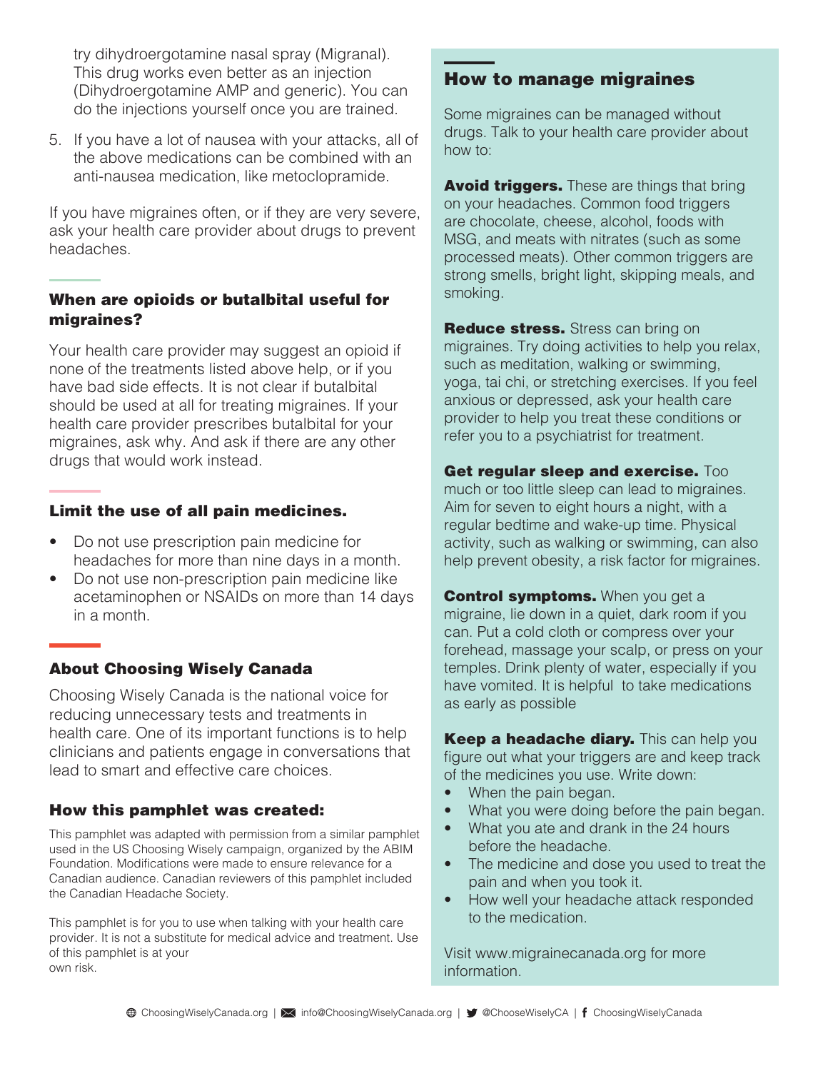try dihydroergotamine nasal spray (Migranal). This drug works even better as an injection (Dihydroergotamine AMP and generic). You can do the injections yourself once you are trained.

5. If you have a lot of nausea with your attacks, all of the above medications can be combined with an anti-nausea medication, like metoclopramide.

If you have migraines often, or if they are very severe, ask your health care provider about drugs to prevent headaches.

### When are opioids or butalbital useful for migraines?

Your health care provider may suggest an opioid if none of the treatments listed above help, or if you have bad side effects. It is not clear if butalbital should be used at all for treating migraines. If your health care provider prescribes butalbital for your migraines, ask why. And ask if there are any other drugs that would work instead.

### Limit the use of all pain medicines.

- Do not use prescription pain medicine for headaches for more than nine days in a month.
- Do not use non-prescription pain medicine like acetaminophen or NSAIDs on more than 14 days in a month.

### About Choosing Wisely Canada

Choosing Wisely Canada is the national voice for reducing unnecessary tests and treatments in health care. One of its important functions is to help clinicians and patients engage in conversations that lead to smart and effective care choices.

### How this pamphlet was created:

This pamphlet was adapted with permission from a similar pamphlet used in the US Choosing Wisely campaign, organized by the ABIM Foundation. Modifications were made to ensure relevance for a Canadian audience. Canadian reviewers of this pamphlet included the Canadian Headache Society.

This pamphlet is for you to use when talking with your health care provider. It is not a substitute for medical advice and treatment. Use of this pamphlet is at your own risk.

## How to manage migraines

Some migraines can be managed without drugs. Talk to your health care provider about how to:

**Avoid triggers.** These are things that bring on your headaches. Common food triggers are chocolate, cheese, alcohol, foods with MSG, and meats with nitrates (such as some processed meats). Other common triggers are strong smells, bright light, skipping meals, and smoking.

**Reduce stress.** Stress can bring on migraines. Try doing activities to help you relax, such as meditation, walking or swimming, yoga, tai chi, or stretching exercises. If you feel anxious or depressed, ask your health care provider to help you treat these conditions or refer you to a psychiatrist for treatment.

**Get regular sleep and exercise.** Too much or too little sleep can lead to migraines. Aim for seven to eight hours a night, with a regular bedtime and wake-up time. Physical activity, such as walking or swimming, can also help prevent obesity, a risk factor for migraines.

**Control symptoms.** When you get a migraine, lie down in a quiet, dark room if you can. Put a cold cloth or compress over your forehead, massage your scalp, or press on your temples. Drink plenty of water, especially if you have vomited. It is helpful to take medications as early as possible

**Keep a headache diary.** This can help you figure out what your triggers are and keep track of the medicines you use. Write down:

- When the pain began.
- What you were doing before the pain began.
- What you ate and drank in the 24 hours before the headache.
- The medicine and dose you used to treat the pain and when you took it.
- How well your headache attack responded to the medication.

Visit www.migrainecanada.org for more information.

ChoosingWiselyCanada.org | info@ChoosingWiselyCanada.org | @ChooseWiselyCA | ChoosingWiselyCanada